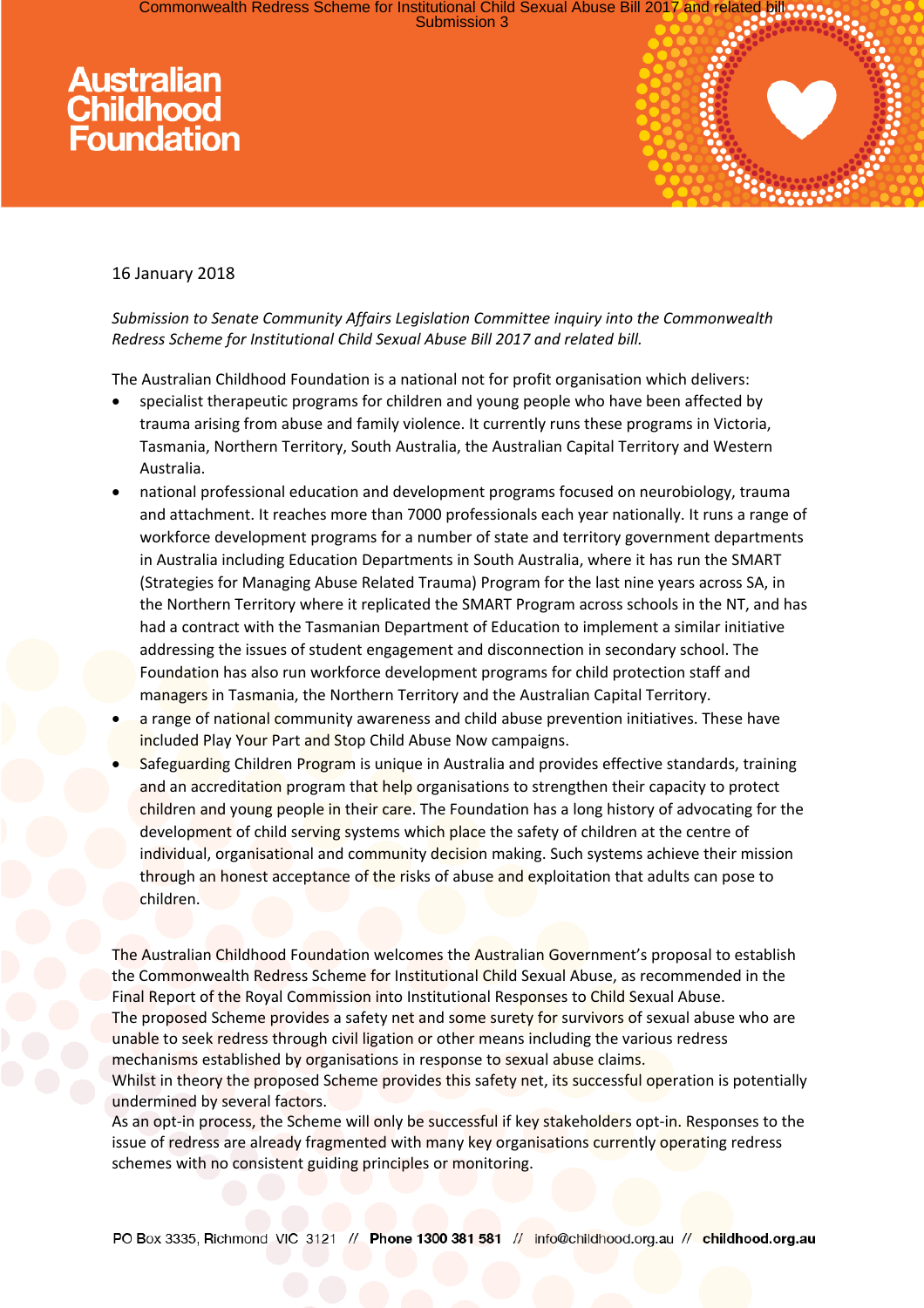Australian Childhood Foundation

16 January 2018

*Submission to Senate Community Affairs Legislation Committee inquiry into the Commonwealth Redress Scheme for Institutional Child Sexual Abuse Bill 2017 and related bill.*

The Australian Childhood Foundation is a national not for profit organisation which delivers:

- specialist therapeutic programs for children and young people who have been affected by trauma arising from abuse and family violence. It currently runs these programs in Victoria, Tasmania, Northern Territory, South Australia, the Australian Capital Territory and Western Australia.
- national professional education and development programs focused on neurobiology, trauma and attachment. It reaches more than 7000 professionals each year nationally. It runs a range of workforce development programs for a number of state and territory government departments in Australia including Education Departments in South Australia, where it has run the SMART (Strategies for Managing Abuse Related Trauma) Program for the last nine years across SA, in the Northern Territory where it replicated the SMART Program across schools in the NT, and has had a contract with the Tasmanian Department of Education to implement a similar initiative addressing the issues of student engagement and disconnection in secondary school. The Foundation has also run workforce development programs for child protection staff and managers in Tasmania, the Northern Territory and the Australian Capital Territory.
- a range of national community awareness and child abuse prevention initiatives. These have included Play Your Part and Stop Child Abuse Now campaigns.
- Safeguarding Children Program is unique in Australia and provides effective standards, training and an accreditation program that help organisations to strengthen their capacity to protect children and young people in their care. The Foundation has a long history of advocating for the development of child serving systems which place the safety of children at the centre of individual, organisational and community decision making. Such systems achieve their mission through an honest acceptance of the risks of abuse and exploitation that adults can pose to children.

The Australian Childhood Foundation welcomes the Australian Government's proposal to establish the Commonwealth Redress Scheme for Institutional Child Sexual Abuse, as recommended in the Final Report of the Royal Commission into Institutional Responses to Child Sexual Abuse.
The proposed Scheme provides a safety net and some surety for survivors of sexual abuse who are unable to seek redress through civil ligation or other means including the various redress mechanisms established by organisations in response to sexual abuse claims.
Whilst in theory the proposed Scheme provides this safety net, its successful operation is potentially undermined by several factors.
As an opt-in process, the Scheme will only be successful if key stakeholders opt-in. Responses to the issue of redress are already fragmented with many key organisations currently operating redress schemes with no consistent guiding principles or monitoring.

PO Box 3335, Richmond VIC 3121 // Phone 1300 381 581 // info@childhood.org.au // childhood.org.au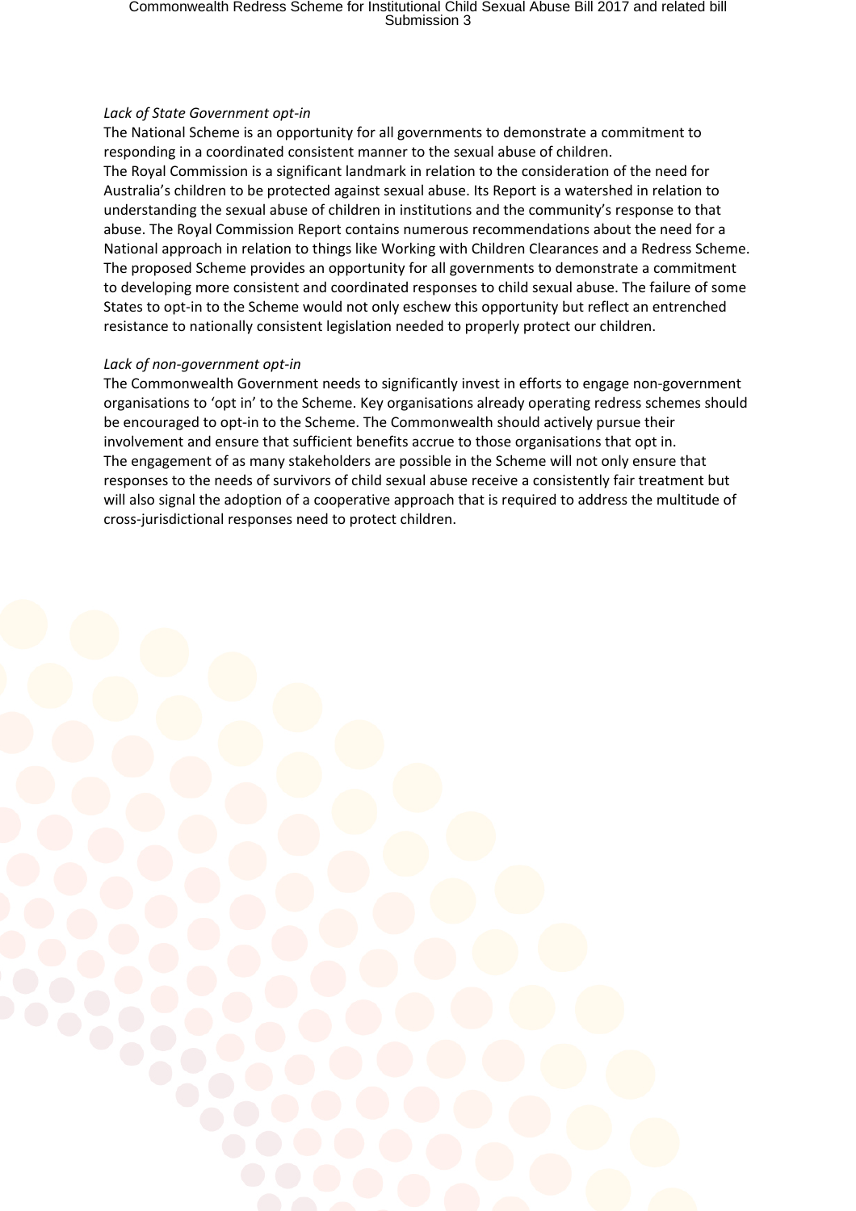*Lack of State Government opt-in*

The National Scheme is an opportunity for all governments to demonstrate a commitment to responding in a coordinated consistent manner to the sexual abuse of children.

The Royal Commission is a significant landmark in relation to the consideration of the need for Australia's children to be protected against sexual abuse. Its Report is a watershed in relation to understanding the sexual abuse of children in institutions and the community's response to that abuse. The Royal Commission Report contains numerous recommendations about the need for a National approach in relation to things like Working with Children Clearances and a Redress Scheme. The proposed Scheme provides an opportunity for all governments to demonstrate a commitment to developing more consistent and coordinated responses to child sexual abuse. The failure of some States to opt-in to the Scheme would not only eschew this opportunity but reflect an entrenched resistance to nationally consistent legislation needed to properly protect our children.

*Lack of non-government opt-in*

The Commonwealth Government needs to significantly invest in efforts to engage non-government organisations to 'opt in' to the Scheme. Key organisations already operating redress schemes should be encouraged to opt-in to the Scheme. The Commonwealth should actively pursue their involvement and ensure that sufficient benefits accrue to those organisations that opt in.

The engagement of as many stakeholders are possible in the Scheme will not only ensure that responses to the needs of survivors of child sexual abuse receive a consistently fair treatment but will also signal the adoption of a cooperative approach that is required to address the multitude of cross-jurisdictional responses need to protect children.